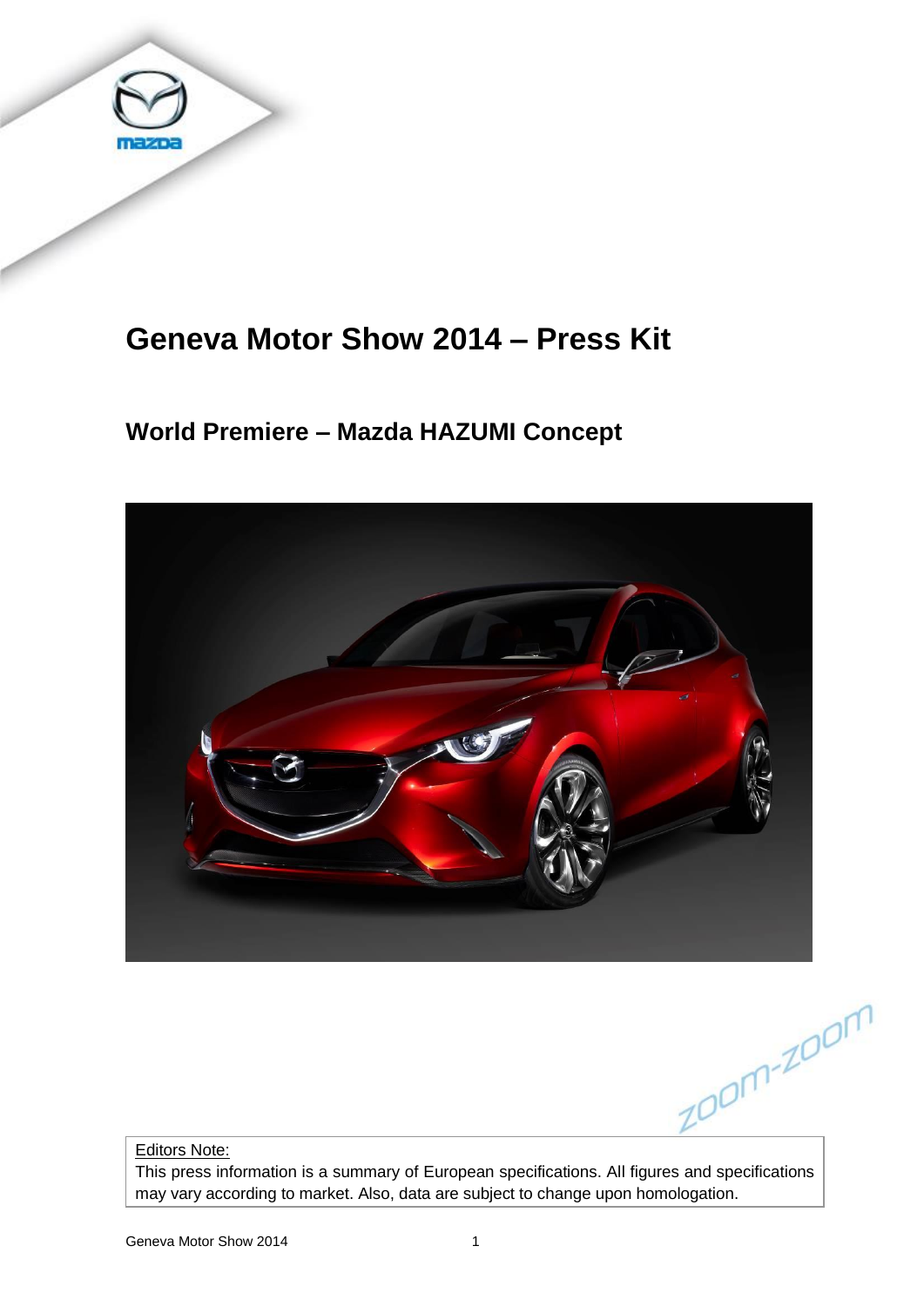# Geneva Motor Show 2014 – Press Kit

## World Premiere – Mazda HAZUMI Concept

zoom-zoom

Editors Note:
This press information is a summary of European specifications. All figures and specifications may vary according to market. Also, data are subject to change upon homologation.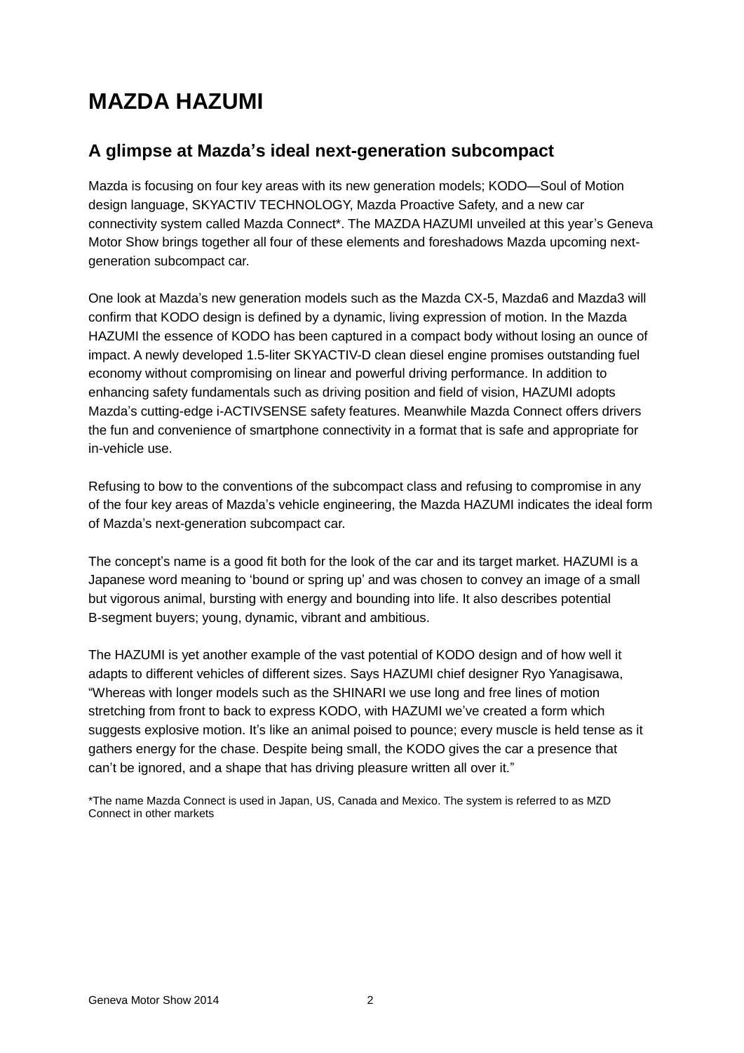# MAZDA HAZUMI

## A glimpse at Mazda's ideal next-generation subcompact

Mazda is focusing on four key areas with its new generation models; KODO—Soul of Motion design language, SKYACTIV TECHNOLOGY, Mazda Proactive Safety, and a new car connectivity system called Mazda Connect*. The MAZDA HAZUMI unveiled at this year's Geneva Motor Show brings together all four of these elements and foreshadows Mazda upcoming next-generation subcompact car.

One look at Mazda's new generation models such as the Mazda CX-5, Mazda6 and Mazda3 will confirm that KODO design is defined by a dynamic, living expression of motion. In the Mazda HAZUMI the essence of KODO has been captured in a compact body without losing an ounce of impact. A newly developed 1.5-liter SKYACTIV-D clean diesel engine promises outstanding fuel economy without compromising on linear and powerful driving performance. In addition to enhancing safety fundamentals such as driving position and field of vision, HAZUMI adopts Mazda's cutting-edge i-ACTIVSENSE safety features. Meanwhile Mazda Connect offers drivers the fun and convenience of smartphone connectivity in a format that is safe and appropriate for in-vehicle use.

Refusing to bow to the conventions of the subcompact class and refusing to compromise in any of the four key areas of Mazda's vehicle engineering, the Mazda HAZUMI indicates the ideal form of Mazda's next-generation subcompact car.

The concept's name is a good fit both for the look of the car and its target market. HAZUMI is a Japanese word meaning to 'bound or spring up' and was chosen to convey an image of a small but vigorous animal, bursting with energy and bounding into life. It also describes potential B-segment buyers; young, dynamic, vibrant and ambitious.

The HAZUMI is yet another example of the vast potential of KODO design and of how well it adapts to different vehicles of different sizes. Says HAZUMI chief designer Ryo Yanagisawa, "Whereas with longer models such as the SHINARI we use long and free lines of motion stretching from front to back to express KODO, with HAZUMI we've created a form which suggests explosive motion. It's like an animal poised to pounce; every muscle is held tense as it gathers energy for the chase. Despite being small, the KODO gives the car a presence that can't be ignored, and a shape that has driving pleasure written all over it."

*The name Mazda Connect is used in Japan, US, Canada and Mexico. The system is referred to as MZD Connect in other markets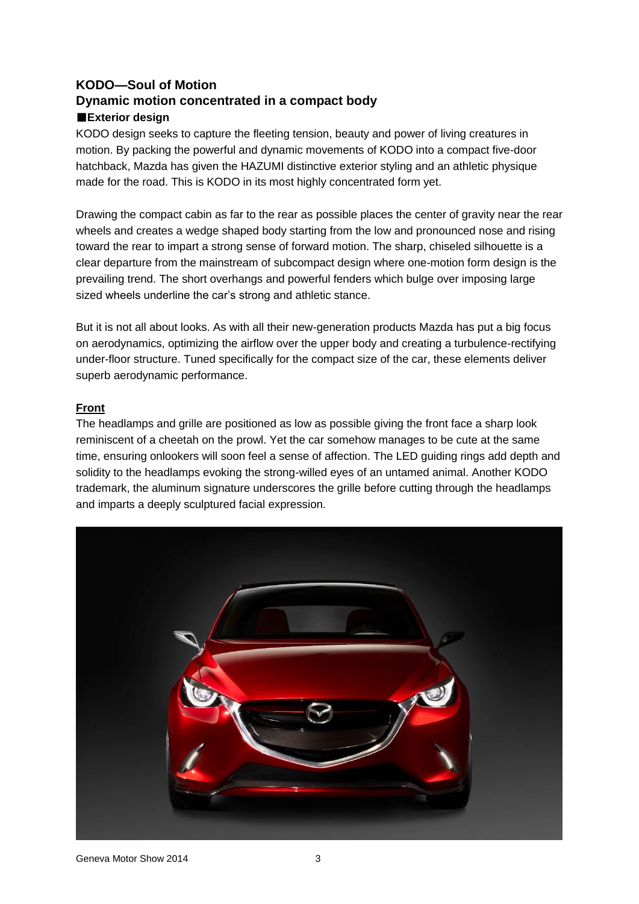## KODO—Soul of Motion

## Dynamic motion concentrated in a compact body

### ■Exterior design

KODO design seeks to capture the fleeting tension, beauty and power of living creatures in motion. By packing the powerful and dynamic movements of KODO into a compact five-door hatchback, Mazda has given the HAZUMI distinctive exterior styling and an athletic physique made for the road. This is KODO in its most highly concentrated form yet.

Drawing the compact cabin as far to the rear as possible places the center of gravity near the rear wheels and creates a wedge shaped body starting from the low and pronounced nose and rising toward the rear to impart a strong sense of forward motion. The sharp, chiseled silhouette is a clear departure from the mainstream of subcompact design where one-motion form design is the prevailing trend. The short overhangs and powerful fenders which bulge over imposing large sized wheels underline the car's strong and athletic stance.

But it is not all about looks. As with all their new-generation products Mazda has put a big focus on aerodynamics, optimizing the airflow over the upper body and creating a turbulence-rectifying under-floor structure. Tuned specifically for the compact size of the car, these elements deliver superb aerodynamic performance.

**Front**

The headlamps and grille are positioned as low as possible giving the front face a sharp look reminiscent of a cheetah on the prowl. Yet the car somehow manages to be cute at the same time, ensuring onlookers will soon feel a sense of affection. The LED guiding rings add depth and solidity to the headlamps evoking the strong-willed eyes of an untamed animal. Another KODO trademark, the aluminum signature underscores the grille before cutting through the headlamps and imparts a deeply sculptured facial expression.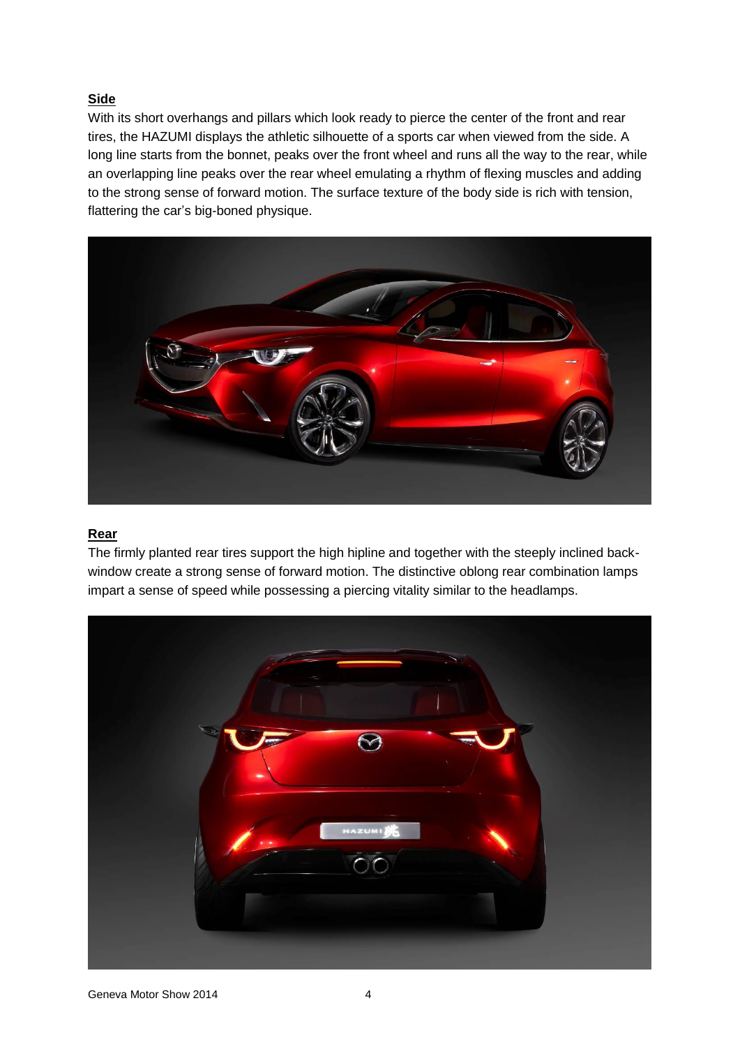**Side**

With its short overhangs and pillars which look ready to pierce the center of the front and rear tires, the HAZUMI displays the athletic silhouette of a sports car when viewed from the side. A long line starts from the bonnet, peaks over the front wheel and runs all the way to the rear, while an overlapping line peaks over the rear wheel emulating a rhythm of flexing muscles and adding to the strong sense of forward motion. The surface texture of the body side is rich with tension, flattering the car's big-boned physique.

**Rear**

The firmly planted rear tires support the high hipline and together with the steeply inclined back-window create a strong sense of forward motion. The distinctive oblong rear combination lamps impart a sense of speed while possessing a piercing vitality similar to the headlamps.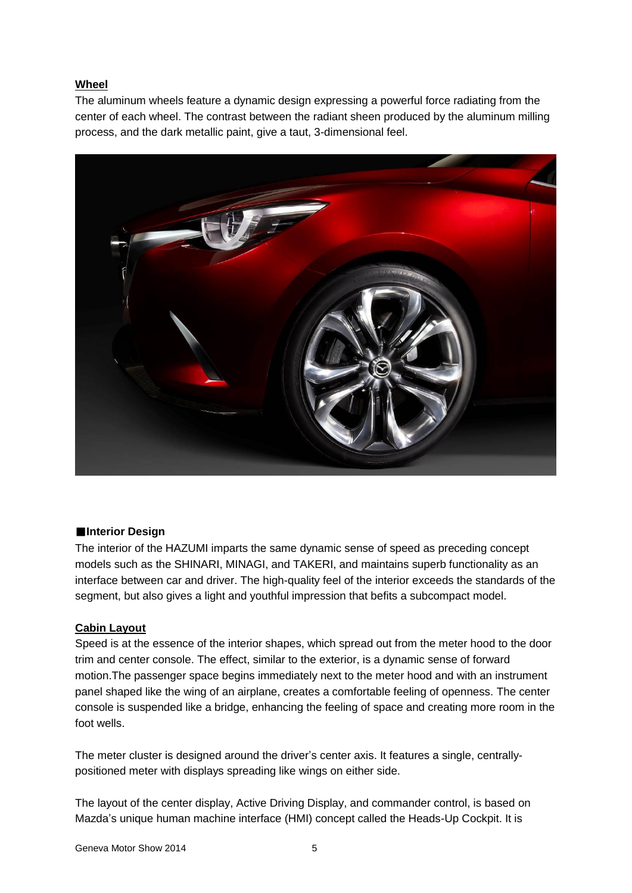**Wheel**

The aluminum wheels feature a dynamic design expressing a powerful force radiating from the center of each wheel. The contrast between the radiant sheen produced by the aluminum milling process, and the dark metallic paint, give a taut, 3-dimensional feel.

## ■Interior Design

The interior of the HAZUMI imparts the same dynamic sense of speed as preceding concept models such as the SHINARI, MINAGI, and TAKERI, and maintains superb functionality as an interface between car and driver. The high-quality feel of the interior exceeds the standards of the segment, but also gives a light and youthful impression that befits a subcompact model.

**Cabin Layout**

Speed is at the essence of the interior shapes, which spread out from the meter hood to the door trim and center console. The effect, similar to the exterior, is a dynamic sense of forward motion.The passenger space begins immediately next to the meter hood and with an instrument panel shaped like the wing of an airplane, creates a comfortable feeling of openness. The center console is suspended like a bridge, enhancing the feeling of space and creating more room in the foot wells.

The meter cluster is designed around the driver's center axis. It features a single, centrally-positioned meter with displays spreading like wings on either side.

The layout of the center display, Active Driving Display, and commander control, is based on Mazda's unique human machine interface (HMI) concept called the Heads-Up Cockpit. It is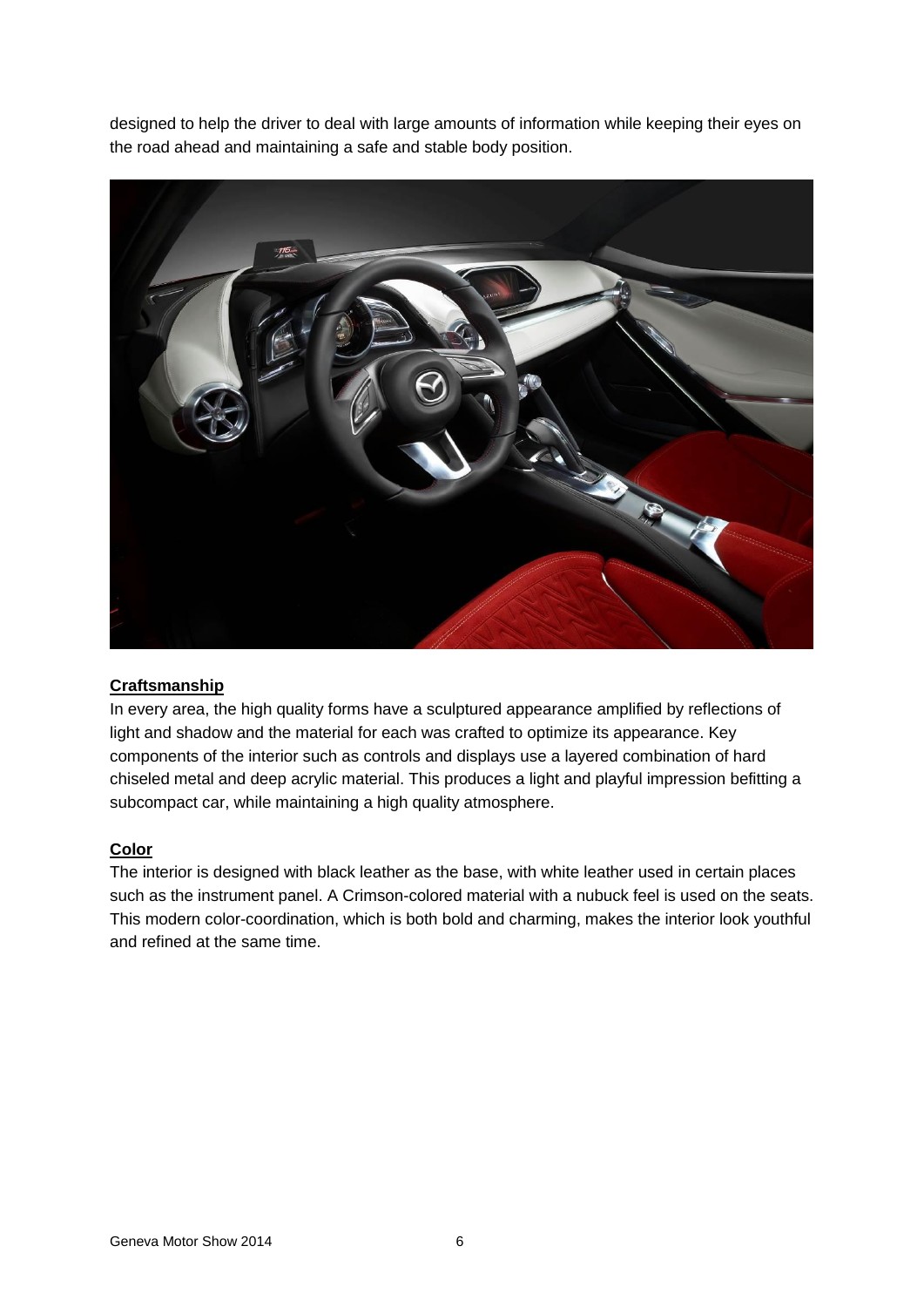designed to help the driver to deal with large amounts of information while keeping their eyes on the road ahead and maintaining a safe and stable body position.

## Craftsmanship

In every area, the high quality forms have a sculptured appearance amplified by reflections of light and shadow and the material for each was crafted to optimize its appearance. Key components of the interior such as controls and displays use a layered combination of hard chiseled metal and deep acrylic material. This produces a light and playful impression befitting a subcompact car, while maintaining a high quality atmosphere.

## Color

The interior is designed with black leather as the base, with white leather used in certain places such as the instrument panel. A Crimson-colored material with a nubuck feel is used on the seats. This modern color-coordination, which is both bold and charming, makes the interior look youthful and refined at the same time.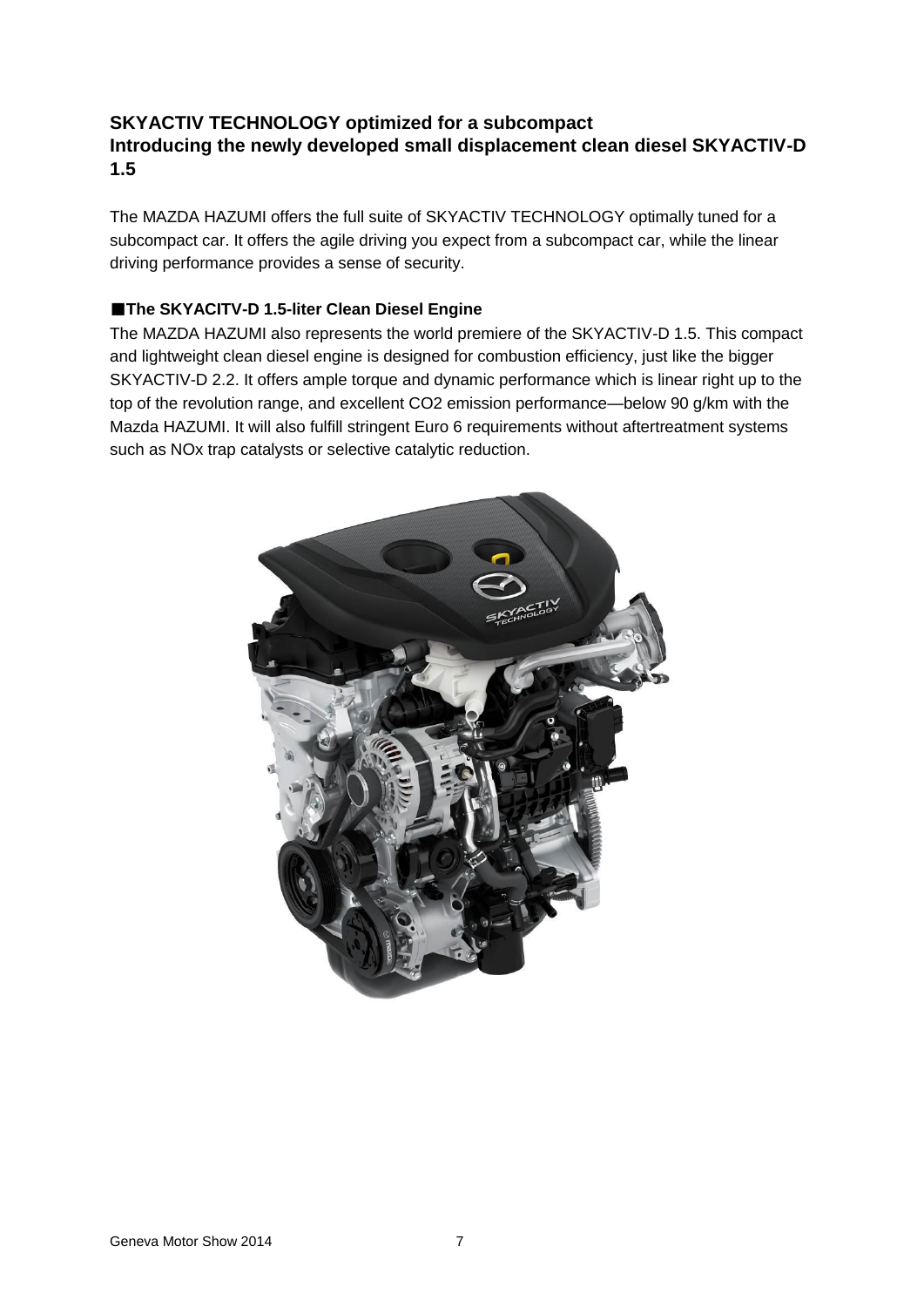## SKYACTIV TECHNOLOGY optimized for a subcompact
## Introducing the newly developed small displacement clean diesel SKYACTIV-D 1.5

The MAZDA HAZUMI offers the full suite of SKYACTIV TECHNOLOGY optimally tuned for a subcompact car. It offers the agile driving you expect from a subcompact car, while the linear driving performance provides a sense of security.

### ■The SKYACITV-D 1.5-liter Clean Diesel Engine

The MAZDA HAZUMI also represents the world premiere of the SKYACTIV-D 1.5. This compact and lightweight clean diesel engine is designed for combustion efficiency, just like the bigger SKYACTIV-D 2.2. It offers ample torque and dynamic performance which is linear right up to the top of the revolution range, and excellent $CO_2$ emission performance—below 90 g/km with the Mazda HAZUMI. It will also fulfill stringent Euro 6 requirements without aftertreatment systems such as NOx trap catalysts or selective catalytic reduction.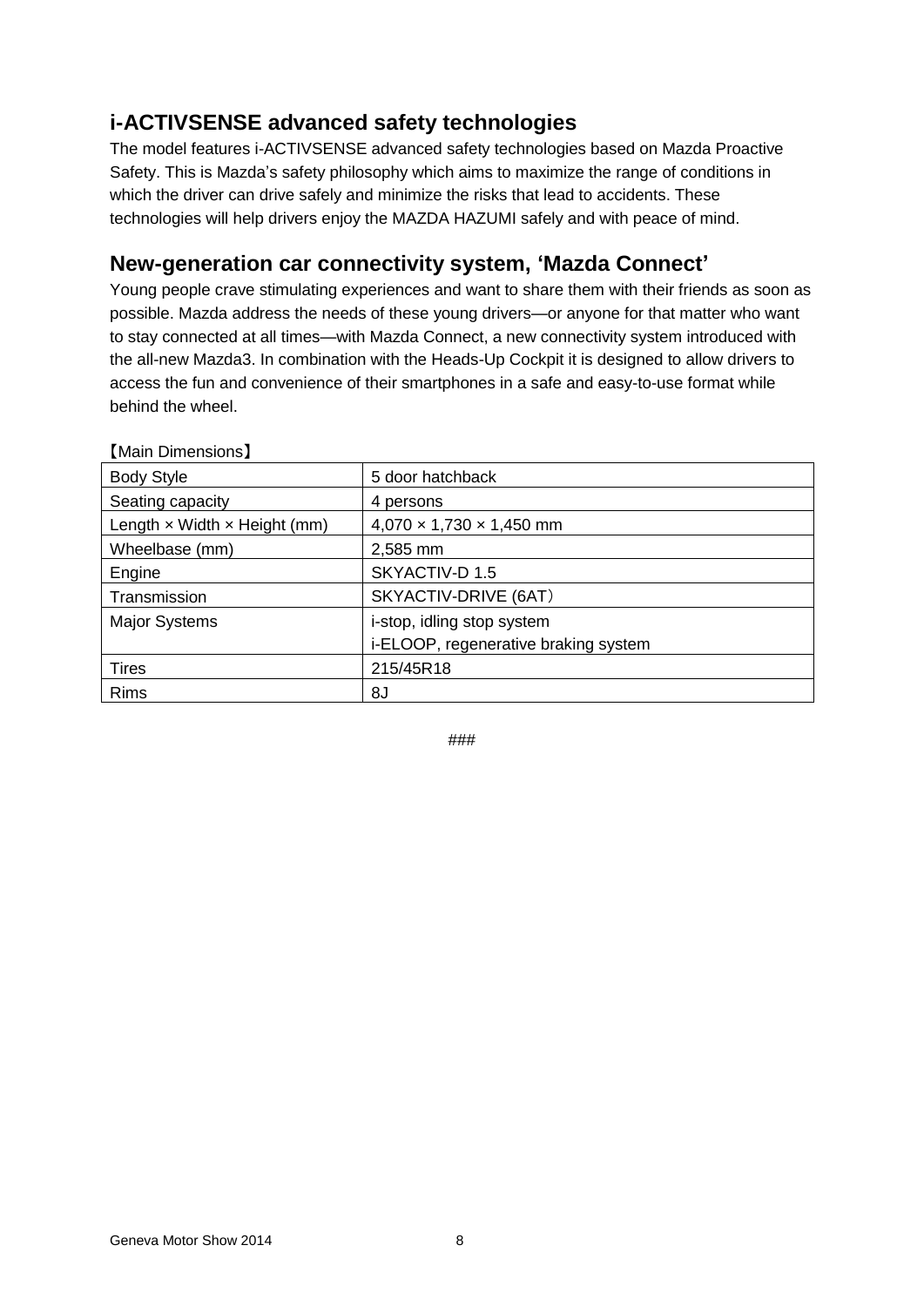## i-ACTIVSENSE advanced safety technologies

The model features i-ACTIVSENSE advanced safety technologies based on Mazda Proactive Safety. This is Mazda's safety philosophy which aims to maximize the range of conditions in which the driver can drive safely and minimize the risks that lead to accidents. These technologies will help drivers enjoy the MAZDA HAZUMI safely and with peace of mind.

## New-generation car connectivity system, 'Mazda Connect'

Young people crave stimulating experiences and want to share them with their friends as soon as possible. Mazda address the needs of these young drivers—or anyone for that matter who want to stay connected at all times—with Mazda Connect, a new connectivity system introduced with the all-new Mazda3. In combination with the Heads-Up Cockpit it is designed to allow drivers to access the fun and convenience of their smartphones in a safe and easy-to-use format while behind the wheel.

【Main Dimensions】

| | |
|---|---|
| Body Style | 5 door hatchback |
| Seating capacity | 4 persons |
| Length × Width × Height (mm) | 4,070 × 1,730 × 1,450 mm |
| Wheelbase (mm) | 2,585 mm |
| Engine | SKYACTIV-D 1.5 |
| Transmission | SKYACTIV-DRIVE (6AT) |
| Major Systems | i-stop, idling stop system<br>i-ELOOP, regenerative braking system |
| Tires | 215/45R18 |
| Rims | 8J |

###